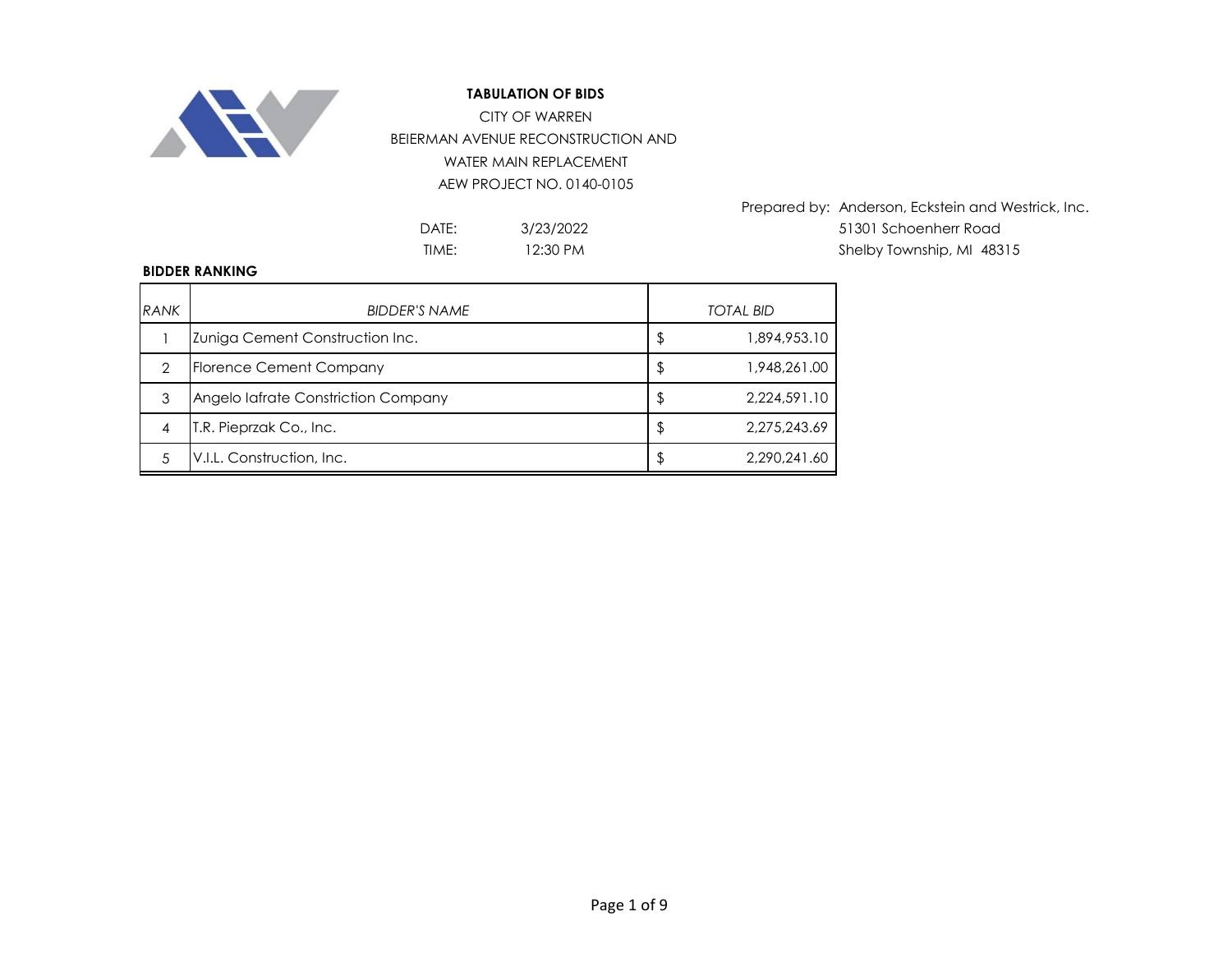**TABULATION OF BIDS**

CITY OF WARREN

BEIERMAN AVENUE RECONSTRUCTION AND

WATER MAIN REPLACEMENT

AEW PROJECT NO. 0140-0105

Prepared by: Anderson, Eckstein and Westrick, Inc.
51301 Schoenherr Road
Shelby Township, MI 48315

DATE: 3/23/2022

TIME: 12:30 PM

**BIDDER RANKING**

| *RANK* | *BIDDER'S NAME* | *TOTAL BID* |
|---|---|---|
| 1 | Zuniga Cement Construction Inc. | $ 1,894,953.10 |
| 2 | Florence Cement Company | $ 1,948,261.00 |
| 3 | Angelo Iafrate Constriction Company | $ 2,224,591.10 |
| 4 | T.R. Pieprzak Co., Inc. | $ 2,275,243.69 |
| 5 | V.I.L. Construction, Inc. | $ 2,290,241.60 |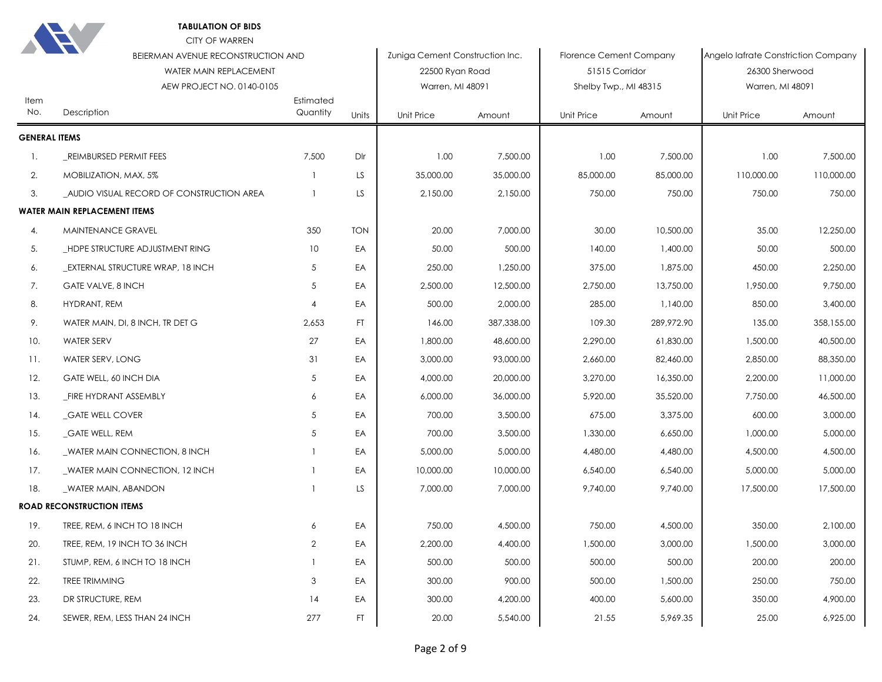**TABULATION OF BIDS**

CITY OF WARREN

BEIERMAN AVENUE RECONSTRUCTION AND

WATER MAIN REPLACEMENT

AEW PROJECT NO. 0140-0105

| Item No. | Description | Estimated Quantity | Units | Zuniga Cement Construction Inc. 22500 Ryan Road Warren, MI 48091 | | Florence Cement Company 51515 Corridor Shelby Twp., MI 48315 | | Angelo Iafrate Constriction Company 26300 Sherwood Warren, MI 48091 | |
|---|---|---|---|---|---|---|---|---|---|
| | | | | Unit Price | Amount | Unit Price | Amount | Unit Price | Amount |
| **GENERAL ITEMS** | | | | | | | | | |
| 1. | _REIMBURSED PERMIT FEES | 7,500 | Dlr | 1.00 | 7,500.00 | 1.00 | 7,500.00 | 1.00 | 7,500.00 |
| 2. | MOBILIZATION, MAX, 5% | 1 | LS | 35,000.00 | 35,000.00 | 85,000.00 | 85,000.00 | 110,000.00 | 110,000.00 |
| 3. | _AUDIO VISUAL RECORD OF CONSTRUCTION AREA | 1 | LS | 2,150.00 | 2,150.00 | 750.00 | 750.00 | 750.00 | 750.00 |
| **WATER MAIN REPLACEMENT ITEMS** | | | | | | | | | |
| 4. | MAINTENANCE GRAVEL | 350 | TON | 20.00 | 7,000.00 | 30.00 | 10,500.00 | 35.00 | 12,250.00 |
| 5. | _HDPE STRUCTURE ADJUSTMENT RING | 10 | EA | 50.00 | 500.00 | 140.00 | 1,400.00 | 50.00 | 500.00 |
| 6. | _EXTERNAL STRUCTURE WRAP, 18 INCH | 5 | EA | 250.00 | 1,250.00 | 375.00 | 1,875.00 | 450.00 | 2,250.00 |
| 7. | GATE VALVE, 8 INCH | 5 | EA | 2,500.00 | 12,500.00 | 2,750.00 | 13,750.00 | 1,950.00 | 9,750.00 |
| 8. | HYDRANT, REM | 4 | EA | 500.00 | 2,000.00 | 285.00 | 1,140.00 | 850.00 | 3,400.00 |
| 9. | WATER MAIN, DI, 8 INCH, TR DET G | 2,653 | FT | 146.00 | 387,338.00 | 109.30 | 289,972.90 | 135.00 | 358,155.00 |
| 10. | WATER SERV | 27 | EA | 1,800.00 | 48,600.00 | 2,290.00 | 61,830.00 | 1,500.00 | 40,500.00 |
| 11. | WATER SERV, LONG | 31 | EA | 3,000.00 | 93,000.00 | 2,660.00 | 82,460.00 | 2,850.00 | 88,350.00 |
| 12. | GATE WELL, 60 INCH DIA | 5 | EA | 4,000.00 | 20,000.00 | 3,270.00 | 16,350.00 | 2,200.00 | 11,000.00 |
| 13. | _FIRE HYDRANT ASSEMBLY | 6 | EA | 6,000.00 | 36,000.00 | 5,920.00 | 35,520.00 | 7,750.00 | 46,500.00 |
| 14. | _GATE WELL COVER | 5 | EA | 700.00 | 3,500.00 | 675.00 | 3,375.00 | 600.00 | 3,000.00 |
| 15. | _GATE WELL, REM | 5 | EA | 700.00 | 3,500.00 | 1,330.00 | 6,650.00 | 1,000.00 | 5,000.00 |
| 16. | _WATER MAIN CONNECTION, 8 INCH | 1 | EA | 5,000.00 | 5,000.00 | 4,480.00 | 4,480.00 | 4,500.00 | 4,500.00 |
| 17. | _WATER MAIN CONNECTION, 12 INCH | 1 | EA | 10,000.00 | 10,000.00 | 6,540.00 | 6,540.00 | 5,000.00 | 5,000.00 |
| 18. | _WATER MAIN, ABANDON | 1 | LS | 7,000.00 | 7,000.00 | 9,740.00 | 9,740.00 | 17,500.00 | 17,500.00 |
| **ROAD RECONSTRUCTION ITEMS** | | | | | | | | | |
| 19. | TREE, REM, 6 INCH TO 18 INCH | 6 | EA | 750.00 | 4,500.00 | 750.00 | 4,500.00 | 350.00 | 2,100.00 |
| 20. | TREE, REM, 19 INCH TO 36 INCH | 2 | EA | 2,200.00 | 4,400.00 | 1,500.00 | 3,000.00 | 1,500.00 | 3,000.00 |
| 21. | STUMP, REM, 6 INCH TO 18 INCH | 1 | EA | 500.00 | 500.00 | 500.00 | 500.00 | 200.00 | 200.00 |
| 22. | TREE TRIMMING | 3 | EA | 300.00 | 900.00 | 500.00 | 1,500.00 | 250.00 | 750.00 |
| 23. | DR STRUCTURE, REM | 14 | EA | 300.00 | 4,200.00 | 400.00 | 5,600.00 | 350.00 | 4,900.00 |
| 24. | SEWER, REM, LESS THAN 24 INCH | 277 | FT | 20.00 | 5,540.00 | 21.55 | 5,969.35 | 25.00 | 6,925.00 |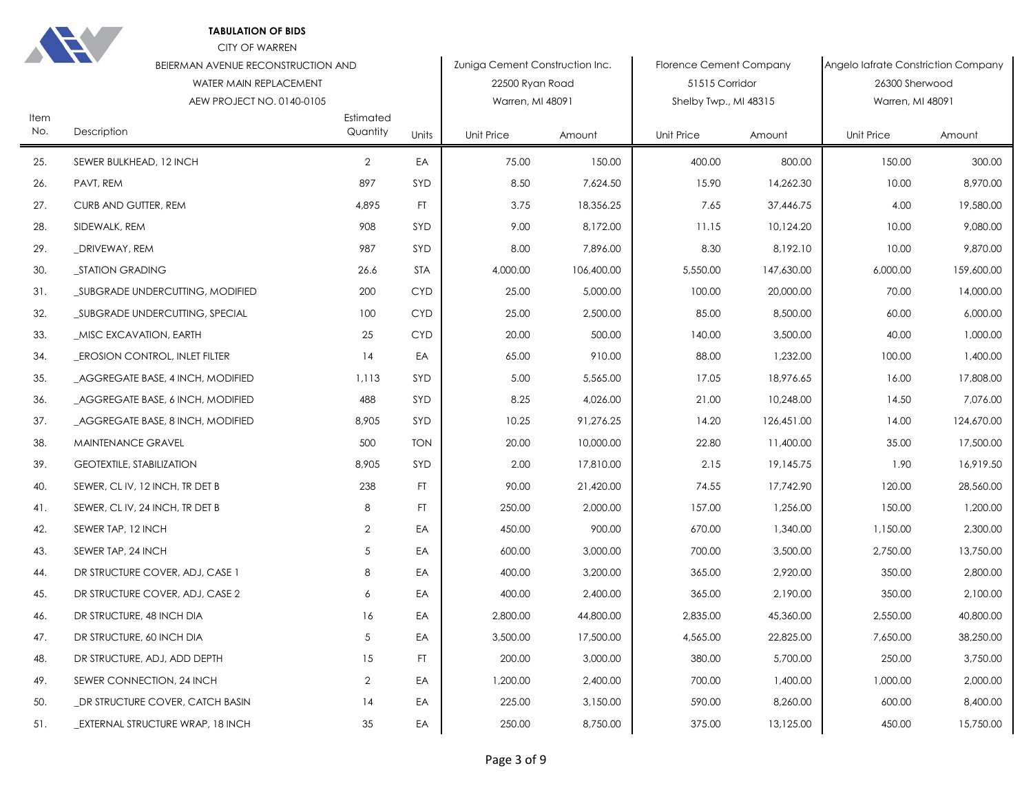**TABULATION OF BIDS**

CITY OF WARREN

BEIERMAN AVENUE RECONSTRUCTION AND

WATER MAIN REPLACEMENT

AEW PROJECT NO. 0140-0105

| Item No. | Description | Estimated Quantity | Units | Zuniga Cement Construction Inc. 22500 Ryan Road Warren, MI 48091 | | Florence Cement Company 51515 Corridor Shelby Twp., MI 48315 | | Angelo Iafrate Constriction Company 26300 Sherwood Warren, MI 48091 | |
|---|---|---|---|---|---|---|---|---|---|
| | | | | Unit Price | Amount | Unit Price | Amount | Unit Price | Amount |
| 25. | SEWER BULKHEAD, 12 INCH | 2 | EA | 75.00 | 150.00 | 400.00 | 800.00 | 150.00 | 300.00 |
| 26. | PAVT, REM | 897 | SYD | 8.50 | 7,624.50 | 15.90 | 14,262.30 | 10.00 | 8,970.00 |
| 27. | CURB AND GUTTER, REM | 4,895 | FT | 3.75 | 18,356.25 | 7.65 | 37,446.75 | 4.00 | 19,580.00 |
| 28. | SIDEWALK, REM | 908 | SYD | 9.00 | 8,172.00 | 11.15 | 10,124.20 | 10.00 | 9,080.00 |
| 29. | _DRIVEWAY, REM | 987 | SYD | 8.00 | 7,896.00 | 8.30 | 8,192.10 | 10.00 | 9,870.00 |
| 30. | _STATION GRADING | 26.6 | STA | 4,000.00 | 106,400.00 | 5,550.00 | 147,630.00 | 6,000.00 | 159,600.00 |
| 31. | _SUBGRADE UNDERCUTTING, MODIFIED | 200 | CYD | 25.00 | 5,000.00 | 100.00 | 20,000.00 | 70.00 | 14,000.00 |
| 32. | _SUBGRADE UNDERCUTTING, SPECIAL | 100 | CYD | 25.00 | 2,500.00 | 85.00 | 8,500.00 | 60.00 | 6,000.00 |
| 33. | _MISC EXCAVATION, EARTH | 25 | CYD | 20.00 | 500.00 | 140.00 | 3,500.00 | 40.00 | 1,000.00 |
| 34. | _EROSION CONTROL, INLET FILTER | 14 | EA | 65.00 | 910.00 | 88.00 | 1,232.00 | 100.00 | 1,400.00 |
| 35. | _AGGREGATE BASE, 4 INCH, MODIFIED | 1,113 | SYD | 5.00 | 5,565.00 | 17.05 | 18,976.65 | 16.00 | 17,808.00 |
| 36. | _AGGREGATE BASE, 6 INCH, MODIFIED | 488 | SYD | 8.25 | 4,026.00 | 21.00 | 10,248.00 | 14.50 | 7,076.00 |
| 37. | _AGGREGATE BASE, 8 INCH, MODIFIED | 8,905 | SYD | 10.25 | 91,276.25 | 14.20 | 126,451.00 | 14.00 | 124,670.00 |
| 38. | MAINTENANCE GRAVEL | 500 | TON | 20.00 | 10,000.00 | 22.80 | 11,400.00 | 35.00 | 17,500.00 |
| 39. | GEOTEXTILE, STABILIZATION | 8,905 | SYD | 2.00 | 17,810.00 | 2.15 | 19,145.75 | 1.90 | 16,919.50 |
| 40. | SEWER, CL IV, 12 INCH, TR DET B | 238 | FT | 90.00 | 21,420.00 | 74.55 | 17,742.90 | 120.00 | 28,560.00 |
| 41. | SEWER, CL IV, 24 INCH, TR DET B | 8 | FT | 250.00 | 2,000.00 | 157.00 | 1,256.00 | 150.00 | 1,200.00 |
| 42. | SEWER TAP, 12 INCH | 2 | EA | 450.00 | 900.00 | 670.00 | 1,340.00 | 1,150.00 | 2,300.00 |
| 43. | SEWER TAP, 24 INCH | 5 | EA | 600.00 | 3,000.00 | 700.00 | 3,500.00 | 2,750.00 | 13,750.00 |
| 44. | DR STRUCTURE COVER, ADJ, CASE 1 | 8 | EA | 400.00 | 3,200.00 | 365.00 | 2,920.00 | 350.00 | 2,800.00 |
| 45. | DR STRUCTURE COVER, ADJ, CASE 2 | 6 | EA | 400.00 | 2,400.00 | 365.00 | 2,190.00 | 350.00 | 2,100.00 |
| 46. | DR STRUCTURE, 48 INCH DIA | 16 | EA | 2,800.00 | 44,800.00 | 2,835.00 | 45,360.00 | 2,550.00 | 40,800.00 |
| 47. | DR STRUCTURE, 60 INCH DIA | 5 | EA | 3,500.00 | 17,500.00 | 4,565.00 | 22,825.00 | 7,650.00 | 38,250.00 |
| 48. | DR STRUCTURE, ADJ, ADD DEPTH | 15 | FT | 200.00 | 3,000.00 | 380.00 | 5,700.00 | 250.00 | 3,750.00 |
| 49. | SEWER CONNECTION, 24 INCH | 2 | EA | 1,200.00 | 2,400.00 | 700.00 | 1,400.00 | 1,000.00 | 2,000.00 |
| 50. | _DR STRUCTURE COVER, CATCH BASIN | 14 | EA | 225.00 | 3,150.00 | 590.00 | 8,260.00 | 600.00 | 8,400.00 |
| 51. | _EXTERNAL STRUCTURE WRAP, 18 INCH | 35 | EA | 250.00 | 8,750.00 | 375.00 | 13,125.00 | 450.00 | 15,750.00 |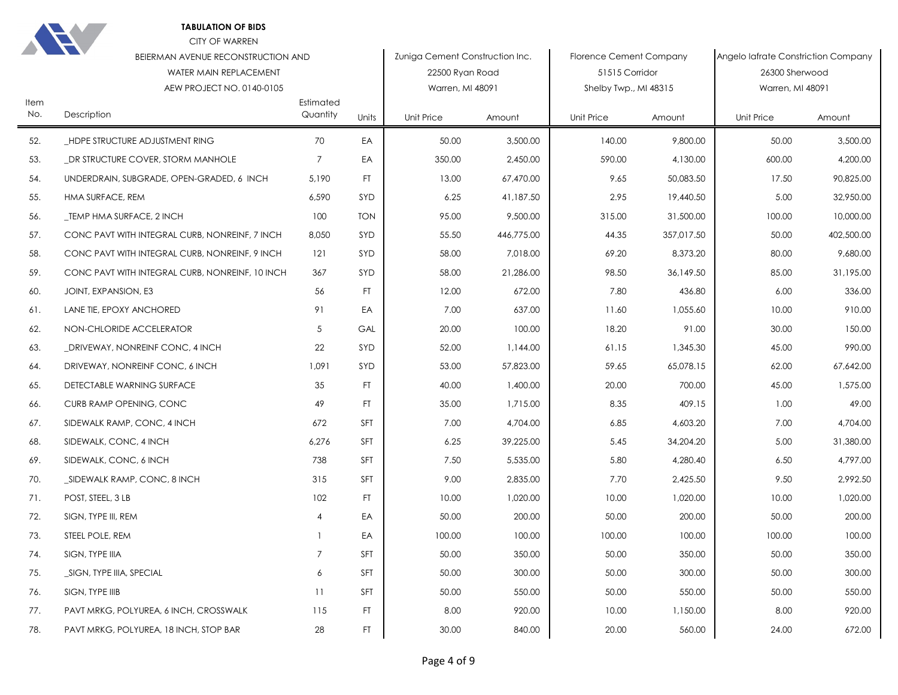**TABULATION OF BIDS**

CITY OF WARREN

BEIERMAN AVENUE RECONSTRUCTION AND

WATER MAIN REPLACEMENT

AEW PROJECT NO. 0140-0105

| Item No. | Description | Estimated Quantity | Units | Zuniga Cement Construction Inc. 22500 Ryan Road Warren, MI 48091 | | Florence Cement Company 51515 Corridor Shelby Twp., MI 48315 | | Angelo Iafrate Constriction Company 26300 Sherwood Warren, MI 48091 | |
|---|---|---|---|---|---|---|---|---|---|
| | | | | Unit Price | Amount | Unit Price | Amount | Unit Price | Amount |
| 52. | _HDPE STRUCTURE ADJUSTMENT RING | 70 | EA | 50.00 | 3,500.00 | 140.00 | 9,800.00 | 50.00 | 3,500.00 |
| 53. | _DR STRUCTURE COVER, STORM MANHOLE | 7 | EA | 350.00 | 2,450.00 | 590.00 | 4,130.00 | 600.00 | 4,200.00 |
| 54. | UNDERDRAIN, SUBGRADE, OPEN-GRADED, 6 INCH | 5,190 | FT | 13.00 | 67,470.00 | 9.65 | 50,083.50 | 17.50 | 90,825.00 |
| 55. | HMA SURFACE, REM | 6,590 | SYD | 6.25 | 41,187.50 | 2.95 | 19,440.50 | 5.00 | 32,950.00 |
| 56. | _TEMP HMA SURFACE, 2 INCH | 100 | TON | 95.00 | 9,500.00 | 315.00 | 31,500.00 | 100.00 | 10,000.00 |
| 57. | CONC PAVT WITH INTEGRAL CURB, NONREINF, 7 INCH | 8,050 | SYD | 55.50 | 446,775.00 | 44.35 | 357,017.50 | 50.00 | 402,500.00 |
| 58. | CONC PAVT WITH INTEGRAL CURB, NONREINF, 9 INCH | 121 | SYD | 58.00 | 7,018.00 | 69.20 | 8,373.20 | 80.00 | 9,680.00 |
| 59. | CONC PAVT WITH INTEGRAL CURB, NONREINF, 10 INCH | 367 | SYD | 58.00 | 21,286.00 | 98.50 | 36,149.50 | 85.00 | 31,195.00 |
| 60. | JOINT, EXPANSION, E3 | 56 | FT | 12.00 | 672.00 | 7.80 | 436.80 | 6.00 | 336.00 |
| 61. | LANE TIE, EPOXY ANCHORED | 91 | EA | 7.00 | 637.00 | 11.60 | 1,055.60 | 10.00 | 910.00 |
| 62. | NON-CHLORIDE ACCELERATOR | 5 | GAL | 20.00 | 100.00 | 18.20 | 91.00 | 30.00 | 150.00 |
| 63. | _DRIVEWAY, NONREINF CONC, 4 INCH | 22 | SYD | 52.00 | 1,144.00 | 61.15 | 1,345.30 | 45.00 | 990.00 |
| 64. | DRIVEWAY, NONREINF CONC, 6 INCH | 1,091 | SYD | 53.00 | 57,823.00 | 59.65 | 65,078.15 | 62.00 | 67,642.00 |
| 65. | DETECTABLE WARNING SURFACE | 35 | FT | 40.00 | 1,400.00 | 20.00 | 700.00 | 45.00 | 1,575.00 |
| 66. | CURB RAMP OPENING, CONC | 49 | FT | 35.00 | 1,715.00 | 8.35 | 409.15 | 1.00 | 49.00 |
| 67. | SIDEWALK RAMP, CONC, 4 INCH | 672 | SFT | 7.00 | 4,704.00 | 6.85 | 4,603.20 | 7.00 | 4,704.00 |
| 68. | SIDEWALK, CONC, 4 INCH | 6,276 | SFT | 6.25 | 39,225.00 | 5.45 | 34,204.20 | 5.00 | 31,380.00 |
| 69. | SIDEWALK, CONC, 6 INCH | 738 | SFT | 7.50 | 5,535.00 | 5.80 | 4,280.40 | 6.50 | 4,797.00 |
| 70. | _SIDEWALK RAMP, CONC, 8 INCH | 315 | SFT | 9.00 | 2,835.00 | 7.70 | 2,425.50 | 9.50 | 2,992.50 |
| 71. | POST, STEEL, 3 LB | 102 | FT | 10.00 | 1,020.00 | 10.00 | 1,020.00 | 10.00 | 1,020.00 |
| 72. | SIGN, TYPE III, REM | 4 | EA | 50.00 | 200.00 | 50.00 | 200.00 | 50.00 | 200.00 |
| 73. | STEEL POLE, REM | 1 | EA | 100.00 | 100.00 | 100.00 | 100.00 | 100.00 | 100.00 |
| 74. | SIGN, TYPE IIIA | 7 | SFT | 50.00 | 350.00 | 50.00 | 350.00 | 50.00 | 350.00 |
| 75. | _SIGN, TYPE IIIA, SPECIAL | 6 | SFT | 50.00 | 300.00 | 50.00 | 300.00 | 50.00 | 300.00 |
| 76. | SIGN, TYPE IIIB | 11 | SFT | 50.00 | 550.00 | 50.00 | 550.00 | 50.00 | 550.00 |
| 77. | PAVT MRKG, POLYUREA, 6 INCH, CROSSWALK | 115 | FT | 8.00 | 920.00 | 10.00 | 1,150.00 | 8.00 | 920.00 |
| 78. | PAVT MRKG, POLYUREA, 18 INCH, STOP BAR | 28 | FT | 30.00 | 840.00 | 20.00 | 560.00 | 24.00 | 672.00 |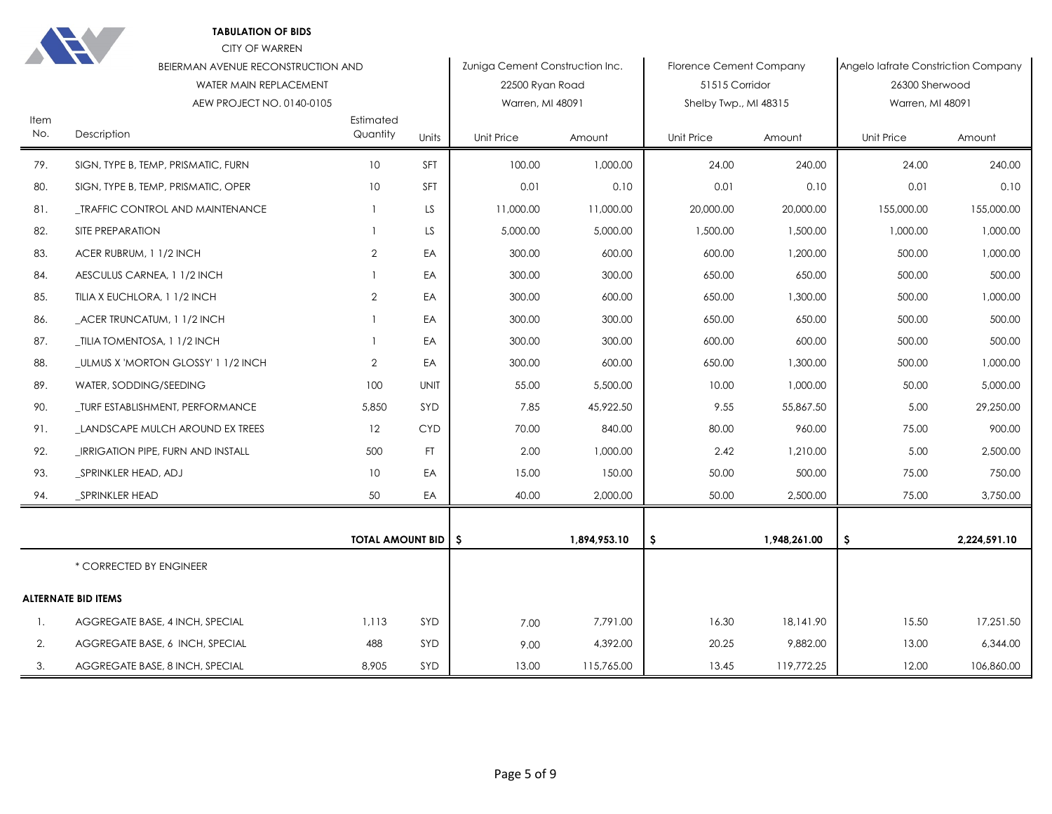**TABULATION OF BIDS**

CITY OF WARREN

BEIERMAN AVENUE RECONSTRUCTION AND

WATER MAIN REPLACEMENT

AEW PROJECT NO. 0140-0105

| Item No. | Description | Estimated Quantity | Units | Zuniga Cement Construction Inc., 22500 Ryan Road, Warren, MI 48091 | | Florence Cement Company, 51515 Corridor, Shelby Twp., MI 48315 | | Angelo Iafrate Constriction Company, 26300 Sherwood, Warren, MI 48091 | |
|---|---|---|---|---|---|---|---|---|---|
| | | | | Unit Price | Amount | Unit Price | Amount | Unit Price | Amount |
| 79. | SIGN, TYPE B, TEMP, PRISMATIC, FURN | 10 | SFT | 100.00 | 1,000.00 | 24.00 | 240.00 | 24.00 | 240.00 |
| 80. | SIGN, TYPE B, TEMP, PRISMATIC, OPER | 10 | SFT | 0.01 | 0.10 | 0.01 | 0.10 | 0.01 | 0.10 |
| 81. | _TRAFFIC CONTROL AND MAINTENANCE | 1 | LS | 11,000.00 | 11,000.00 | 20,000.00 | 20,000.00 | 155,000.00 | 155,000.00 |
| 82. | SITE PREPARATION | 1 | LS | 5,000.00 | 5,000.00 | 1,500.00 | 1,500.00 | 1,000.00 | 1,000.00 |
| 83. | ACER RUBRUM, 1 1/2 INCH | 2 | EA | 300.00 | 600.00 | 600.00 | 1,200.00 | 500.00 | 1,000.00 |
| 84. | AESCULUS CARNEA, 1 1/2 INCH | 1 | EA | 300.00 | 300.00 | 650.00 | 650.00 | 500.00 | 500.00 |
| 85. | TILIA X EUCHLORA, 1 1/2 INCH | 2 | EA | 300.00 | 600.00 | 650.00 | 1,300.00 | 500.00 | 1,000.00 |
| 86. | _ACER TRUNCATUM, 1 1/2 INCH | 1 | EA | 300.00 | 300.00 | 650.00 | 650.00 | 500.00 | 500.00 |
| 87. | _TILIA TOMENTOSA, 1 1/2 INCH | 1 | EA | 300.00 | 300.00 | 600.00 | 600.00 | 500.00 | 500.00 |
| 88. | _ULMUS X 'MORTON GLOSSY' 1 1/2 INCH | 2 | EA | 300.00 | 600.00 | 650.00 | 1,300.00 | 500.00 | 1,000.00 |
| 89. | WATER, SODDING/SEEDING | 100 | UNIT | 55.00 | 5,500.00 | 10.00 | 1,000.00 | 50.00 | 5,000.00 |
| 90. | _TURF ESTABLISHMENT, PERFORMANCE | 5,850 | SYD | 7.85 | 45,922.50 | 9.55 | 55,867.50 | 5.00 | 29,250.00 |
| 91. | _LANDSCAPE MULCH AROUND EX TREES | 12 | CYD | 70.00 | 840.00 | 80.00 | 960.00 | 75.00 | 900.00 |
| 92. | _IRRIGATION PIPE, FURN AND INSTALL | 500 | FT | 2.00 | 1,000.00 | 2.42 | 1,210.00 | 5.00 | 2,500.00 |
| 93. | _SPRINKLER HEAD, ADJ | 10 | EA | 15.00 | 150.00 | 50.00 | 500.00 | 75.00 | 750.00 |
| 94. | _SPRINKLER HEAD | 50 | EA | 40.00 | 2,000.00 | 50.00 | 2,500.00 | 75.00 | 3,750.00 |
| | | **TOTAL AMOUNT BID** | | **$** | **1,894,953.10** | **$** | **1,948,261.00** | **$** | **2,224,591.10** |
| | * CORRECTED BY ENGINEER | | | | | | | | |
| **ALTERNATE BID ITEMS** | | | | | | | | | |
| 1. | AGGREGATE BASE, 4 INCH, SPECIAL | 1,113 | SYD | 7.00 | 7,791.00 | 16.30 | 18,141.90 | 15.50 | 17,251.50 |
| 2. | AGGREGATE BASE, 6 INCH, SPECIAL | 488 | SYD | 9.00 | 4,392.00 | 20.25 | 9,882.00 | 13.00 | 6,344.00 |
| 3. | AGGREGATE BASE, 8 INCH, SPECIAL | 8,905 | SYD | 13.00 | 115,765.00 | 13.45 | 119,772.25 | 12.00 | 106,860.00 |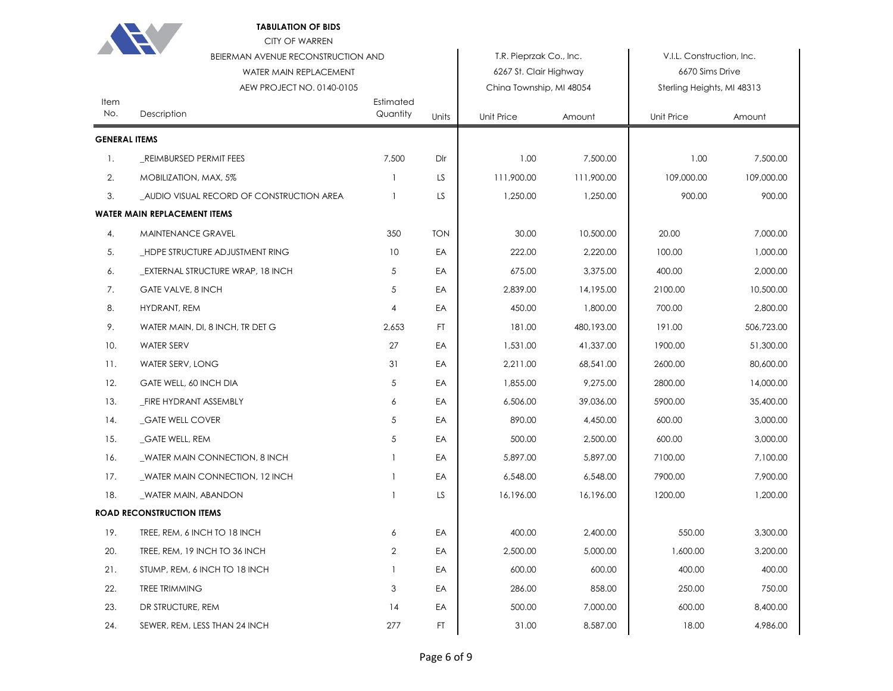**TABULATION OF BIDS**

CITY OF WARREN

BEIERMAN AVENUE RECONSTRUCTION AND

WATER MAIN REPLACEMENT

AEW PROJECT NO. 0140-0105

| Item No. | Description | Estimated Quantity | Units | T.R. Pieprzak Co., Inc. 6267 St. Clair Highway China Township, MI 48054 | | V.I.L. Construction, Inc. 6670 Sims Drive Sterling Heights, MI 48313 | |
|---|---|---|---|---|---|---|---|
| | | | | Unit Price | Amount | Unit Price | Amount |
| **GENERAL ITEMS** | | | | | | | |
| 1. | _REIMBURSED PERMIT FEES | 7,500 | Dlr | 1.00 | 7,500.00 | 1.00 | 7,500.00 |
| 2. | MOBILIZATION, MAX, 5% | 1 | LS | 111,900.00 | 111,900.00 | 109,000.00 | 109,000.00 |
| 3. | _AUDIO VISUAL RECORD OF CONSTRUCTION AREA | 1 | LS | 1,250.00 | 1,250.00 | 900.00 | 900.00 |
| **WATER MAIN REPLACEMENT ITEMS** | | | | | | | |
| 4. | MAINTENANCE GRAVEL | 350 | TON | 30.00 | 10,500.00 | 20.00 | 7,000.00 |
| 5. | _HDPE STRUCTURE ADJUSTMENT RING | 10 | EA | 222.00 | 2,220.00 | 100.00 | 1,000.00 |
| 6. | _EXTERNAL STRUCTURE WRAP, 18 INCH | 5 | EA | 675.00 | 3,375.00 | 400.00 | 2,000.00 |
| 7. | GATE VALVE, 8 INCH | 5 | EA | 2,839.00 | 14,195.00 | 2100.00 | 10,500.00 |
| 8. | HYDRANT, REM | 4 | EA | 450.00 | 1,800.00 | 700.00 | 2,800.00 |
| 9. | WATER MAIN, DI, 8 INCH, TR DET G | 2,653 | FT | 181.00 | 480,193.00 | 191.00 | 506,723.00 |
| 10. | WATER SERV | 27 | EA | 1,531.00 | 41,337.00 | 1900.00 | 51,300.00 |
| 11. | WATER SERV, LONG | 31 | EA | 2,211.00 | 68,541.00 | 2600.00 | 80,600.00 |
| 12. | GATE WELL, 60 INCH DIA | 5 | EA | 1,855.00 | 9,275.00 | 2800.00 | 14,000.00 |
| 13. | _FIRE HYDRANT ASSEMBLY | 6 | EA | 6,506.00 | 39,036.00 | 5900.00 | 35,400.00 |
| 14. | _GATE WELL COVER | 5 | EA | 890.00 | 4,450.00 | 600.00 | 3,000.00 |
| 15. | _GATE WELL, REM | 5 | EA | 500.00 | 2,500.00 | 600.00 | 3,000.00 |
| 16. | _WATER MAIN CONNECTION, 8 INCH | 1 | EA | 5,897.00 | 5,897.00 | 7100.00 | 7,100.00 |
| 17. | _WATER MAIN CONNECTION, 12 INCH | 1 | EA | 6,548.00 | 6,548.00 | 7900.00 | 7,900.00 |
| 18. | _WATER MAIN, ABANDON | 1 | LS | 16,196.00 | 16,196.00 | 1200.00 | 1,200.00 |
| **ROAD RECONSTRUCTION ITEMS** | | | | | | | |
| 19. | TREE, REM, 6 INCH TO 18 INCH | 6 | EA | 400.00 | 2,400.00 | 550.00 | 3,300.00 |
| 20. | TREE, REM, 19 INCH TO 36 INCH | 2 | EA | 2,500.00 | 5,000.00 | 1,600.00 | 3,200.00 |
| 21. | STUMP, REM, 6 INCH TO 18 INCH | 1 | EA | 600.00 | 600.00 | 400.00 | 400.00 |
| 22. | TREE TRIMMING | 3 | EA | 286.00 | 858.00 | 250.00 | 750.00 |
| 23. | DR STRUCTURE, REM | 14 | EA | 500.00 | 7,000.00 | 600.00 | 8,400.00 |
| 24. | SEWER, REM, LESS THAN 24 INCH | 277 | FT | 31.00 | 8,587.00 | 18.00 | 4,986.00 |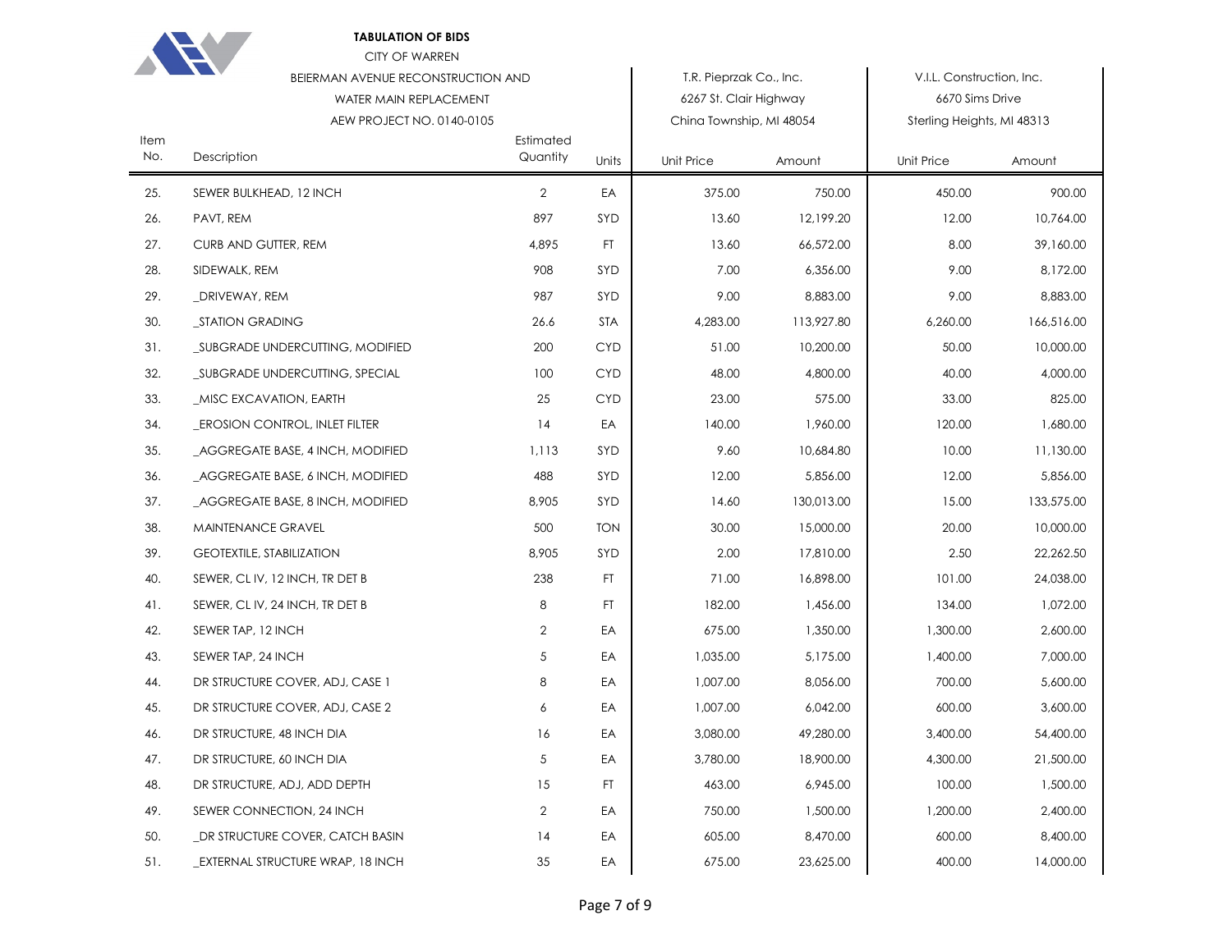**TABULATION OF BIDS**

CITY OF WARREN

BEIERMAN AVENUE RECONSTRUCTION AND

WATER MAIN REPLACEMENT

AEW PROJECT NO. 0140-0105

| Item No. | Description | Estimated Quantity | Units | T.R. Pieprzak Co., Inc. 6267 St. Clair Highway China Township, MI 48054 | | V.I.L. Construction, Inc. 6670 Sims Drive Sterling Heights, MI 48313 | |
|---|---|---|---|---|---|---|---|
| | | | | Unit Price | Amount | Unit Price | Amount |
| 25. | SEWER BULKHEAD, 12 INCH | 2 | EA | 375.00 | 750.00 | 450.00 | 900.00 |
| 26. | PAVT, REM | 897 | SYD | 13.60 | 12,199.20 | 12.00 | 10,764.00 |
| 27. | CURB AND GUTTER, REM | 4,895 | FT | 13.60 | 66,572.00 | 8.00 | 39,160.00 |
| 28. | SIDEWALK, REM | 908 | SYD | 7.00 | 6,356.00 | 9.00 | 8,172.00 |
| 29. | _DRIVEWAY, REM | 987 | SYD | 9.00 | 8,883.00 | 9.00 | 8,883.00 |
| 30. | _STATION GRADING | 26.6 | STA | 4,283.00 | 113,927.80 | 6,260.00 | 166,516.00 |
| 31. | _SUBGRADE UNDERCUTTING, MODIFIED | 200 | CYD | 51.00 | 10,200.00 | 50.00 | 10,000.00 |
| 32. | _SUBGRADE UNDERCUTTING, SPECIAL | 100 | CYD | 48.00 | 4,800.00 | 40.00 | 4,000.00 |
| 33. | _MISC EXCAVATION, EARTH | 25 | CYD | 23.00 | 575.00 | 33.00 | 825.00 |
| 34. | _EROSION CONTROL, INLET FILTER | 14 | EA | 140.00 | 1,960.00 | 120.00 | 1,680.00 |
| 35. | _AGGREGATE BASE, 4 INCH, MODIFIED | 1,113 | SYD | 9.60 | 10,684.80 | 10.00 | 11,130.00 |
| 36. | _AGGREGATE BASE, 6 INCH, MODIFIED | 488 | SYD | 12.00 | 5,856.00 | 12.00 | 5,856.00 |
| 37. | _AGGREGATE BASE, 8 INCH, MODIFIED | 8,905 | SYD | 14.60 | 130,013.00 | 15.00 | 133,575.00 |
| 38. | MAINTENANCE GRAVEL | 500 | TON | 30.00 | 15,000.00 | 20.00 | 10,000.00 |
| 39. | GEOTEXTILE, STABILIZATION | 8,905 | SYD | 2.00 | 17,810.00 | 2.50 | 22,262.50 |
| 40. | SEWER, CL IV, 12 INCH, TR DET B | 238 | FT | 71.00 | 16,898.00 | 101.00 | 24,038.00 |
| 41. | SEWER, CL IV, 24 INCH, TR DET B | 8 | FT | 182.00 | 1,456.00 | 134.00 | 1,072.00 |
| 42. | SEWER TAP, 12 INCH | 2 | EA | 675.00 | 1,350.00 | 1,300.00 | 2,600.00 |
| 43. | SEWER TAP, 24 INCH | 5 | EA | 1,035.00 | 5,175.00 | 1,400.00 | 7,000.00 |
| 44. | DR STRUCTURE COVER, ADJ, CASE 1 | 8 | EA | 1,007.00 | 8,056.00 | 700.00 | 5,600.00 |
| 45. | DR STRUCTURE COVER, ADJ, CASE 2 | 6 | EA | 1,007.00 | 6,042.00 | 600.00 | 3,600.00 |
| 46. | DR STRUCTURE, 48 INCH DIA | 16 | EA | 3,080.00 | 49,280.00 | 3,400.00 | 54,400.00 |
| 47. | DR STRUCTURE, 60 INCH DIA | 5 | EA | 3,780.00 | 18,900.00 | 4,300.00 | 21,500.00 |
| 48. | DR STRUCTURE, ADJ, ADD DEPTH | 15 | FT | 463.00 | 6,945.00 | 100.00 | 1,500.00 |
| 49. | SEWER CONNECTION, 24 INCH | 2 | EA | 750.00 | 1,500.00 | 1,200.00 | 2,400.00 |
| 50. | _DR STRUCTURE COVER, CATCH BASIN | 14 | EA | 605.00 | 8,470.00 | 600.00 | 8,400.00 |
| 51. | _EXTERNAL STRUCTURE WRAP, 18 INCH | 35 | EA | 675.00 | 23,625.00 | 400.00 | 14,000.00 |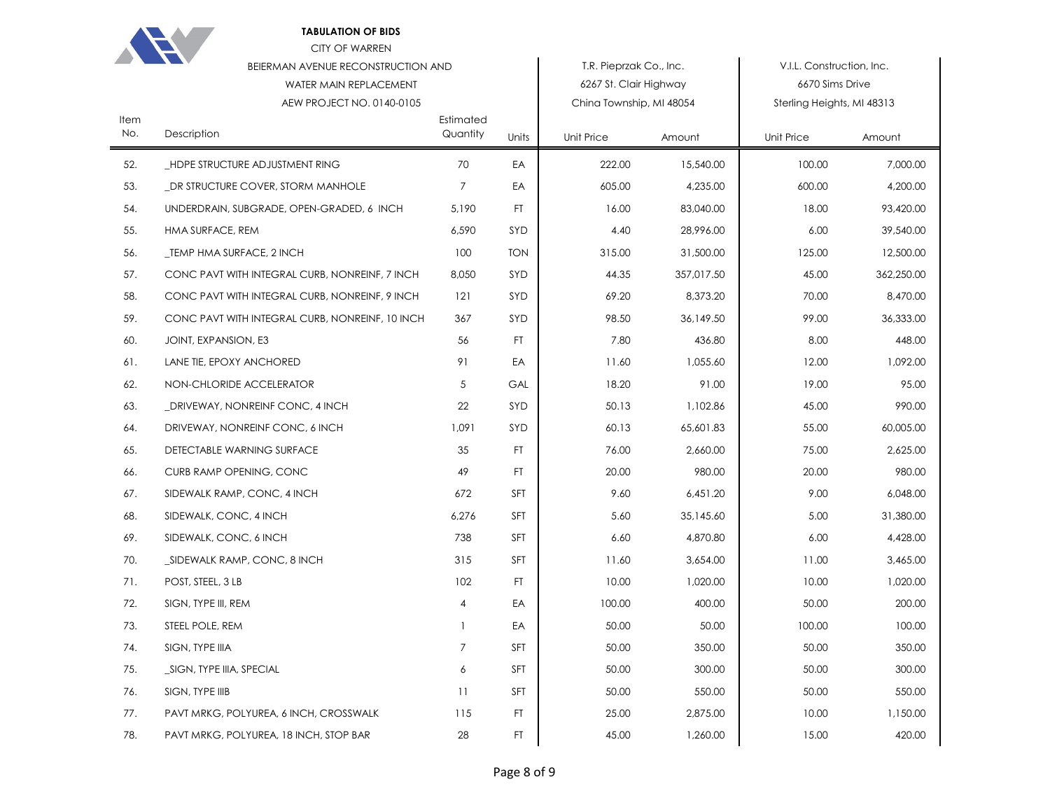**TABULATION OF BIDS**

CITY OF WARREN

BEIERMAN AVENUE RECONSTRUCTION AND

WATER MAIN REPLACEMENT

AEW PROJECT NO. 0140-0105

| Item No. | Description | Estimated Quantity | Units | T.R. Pieprzak Co., Inc. 6267 St. Clair Highway China Township, MI 48054 | | V.I.L. Construction, Inc. 6670 Sims Drive Sterling Heights, MI 48313 | |
|---|---|---|---|---|---|---|---|
| | | | | Unit Price | Amount | Unit Price | Amount |
| 52. | _HDPE STRUCTURE ADJUSTMENT RING | 70 | EA | 222.00 | 15,540.00 | 100.00 | 7,000.00 |
| 53. | _DR STRUCTURE COVER, STORM MANHOLE | 7 | EA | 605.00 | 4,235.00 | 600.00 | 4,200.00 |
| 54. | UNDERDRAIN, SUBGRADE, OPEN-GRADED, 6 INCH | 5,190 | FT | 16.00 | 83,040.00 | 18.00 | 93,420.00 |
| 55. | HMA SURFACE, REM | 6,590 | SYD | 4.40 | 28,996.00 | 6.00 | 39,540.00 |
| 56. | _TEMP HMA SURFACE, 2 INCH | 100 | TON | 315.00 | 31,500.00 | 125.00 | 12,500.00 |
| 57. | CONC PAVT WITH INTEGRAL CURB, NONREINF, 7 INCH | 8,050 | SYD | 44.35 | 357,017.50 | 45.00 | 362,250.00 |
| 58. | CONC PAVT WITH INTEGRAL CURB, NONREINF, 9 INCH | 121 | SYD | 69.20 | 8,373.20 | 70.00 | 8,470.00 |
| 59. | CONC PAVT WITH INTEGRAL CURB, NONREINF, 10 INCH | 367 | SYD | 98.50 | 36,149.50 | 99.00 | 36,333.00 |
| 60. | JOINT, EXPANSION, E3 | 56 | FT | 7.80 | 436.80 | 8.00 | 448.00 |
| 61. | LANE TIE, EPOXY ANCHORED | 91 | EA | 11.60 | 1,055.60 | 12.00 | 1,092.00 |
| 62. | NON-CHLORIDE ACCELERATOR | 5 | GAL | 18.20 | 91.00 | 19.00 | 95.00 |
| 63. | _DRIVEWAY, NONREINF CONC, 4 INCH | 22 | SYD | 50.13 | 1,102.86 | 45.00 | 990.00 |
| 64. | DRIVEWAY, NONREINF CONC, 6 INCH | 1,091 | SYD | 60.13 | 65,601.83 | 55.00 | 60,005.00 |
| 65. | DETECTABLE WARNING SURFACE | 35 | FT | 76.00 | 2,660.00 | 75.00 | 2,625.00 |
| 66. | CURB RAMP OPENING, CONC | 49 | FT | 20.00 | 980.00 | 20.00 | 980.00 |
| 67. | SIDEWALK RAMP, CONC, 4 INCH | 672 | SFT | 9.60 | 6,451.20 | 9.00 | 6,048.00 |
| 68. | SIDEWALK, CONC, 4 INCH | 6,276 | SFT | 5.60 | 35,145.60 | 5.00 | 31,380.00 |
| 69. | SIDEWALK, CONC, 6 INCH | 738 | SFT | 6.60 | 4,870.80 | 6.00 | 4,428.00 |
| 70. | _SIDEWALK RAMP, CONC, 8 INCH | 315 | SFT | 11.60 | 3,654.00 | 11.00 | 3,465.00 |
| 71. | POST, STEEL, 3 LB | 102 | FT | 10.00 | 1,020.00 | 10.00 | 1,020.00 |
| 72. | SIGN, TYPE III, REM | 4 | EA | 100.00 | 400.00 | 50.00 | 200.00 |
| 73. | STEEL POLE, REM | 1 | EA | 50.00 | 50.00 | 100.00 | 100.00 |
| 74. | SIGN, TYPE IIIA | 7 | SFT | 50.00 | 350.00 | 50.00 | 350.00 |
| 75. | _SIGN, TYPE IIIA, SPECIAL | 6 | SFT | 50.00 | 300.00 | 50.00 | 300.00 |
| 76. | SIGN, TYPE IIIB | 11 | SFT | 50.00 | 550.00 | 50.00 | 550.00 |
| 77. | PAVT MRKG, POLYUREA, 6 INCH, CROSSWALK | 115 | FT | 25.00 | 2,875.00 | 10.00 | 1,150.00 |
| 78. | PAVT MRKG, POLYUREA, 18 INCH, STOP BAR | 28 | FT | 45.00 | 1,260.00 | 15.00 | 420.00 |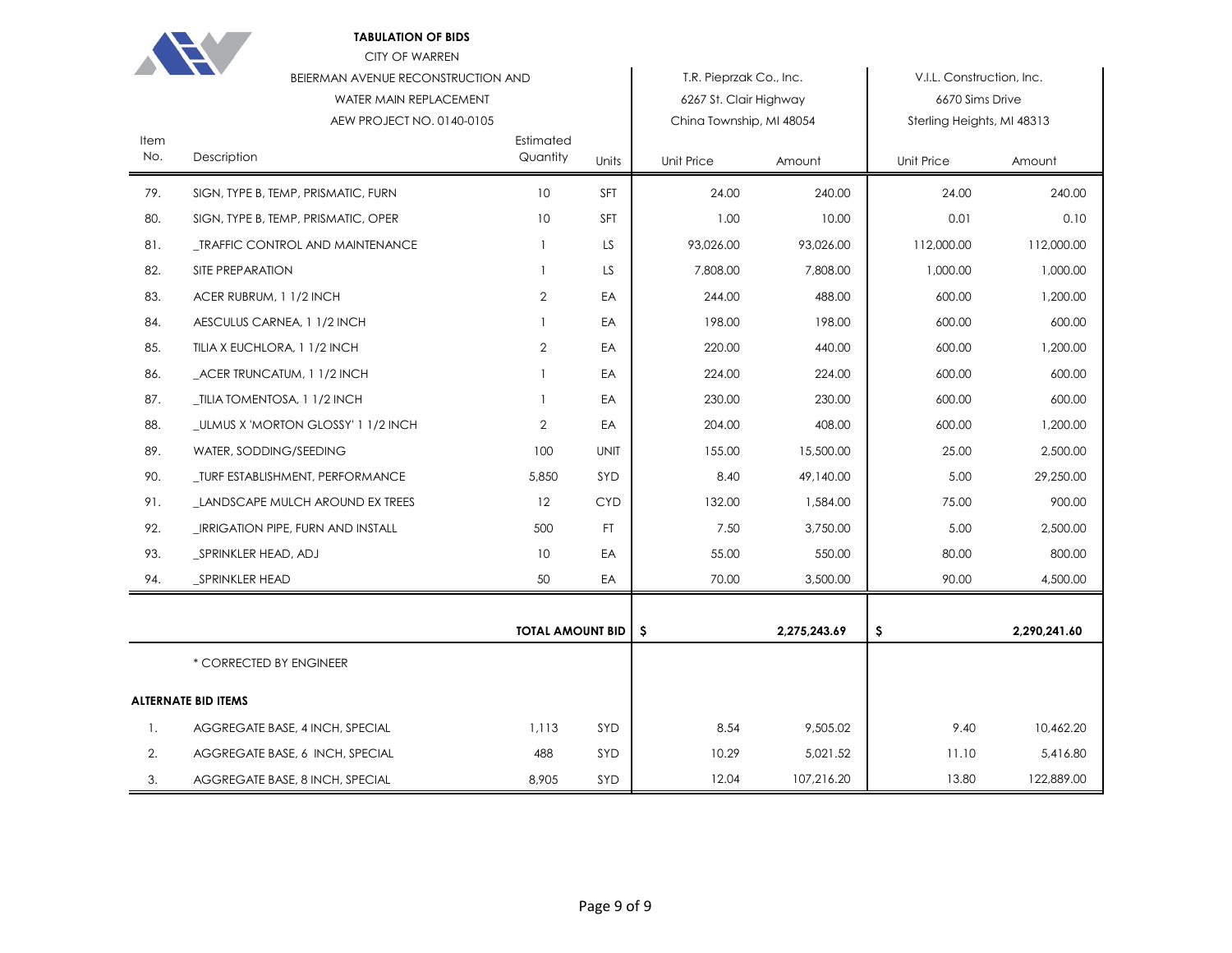**TABULATION OF BIDS**

CITY OF WARREN

BEIERMAN AVENUE RECONSTRUCTION AND

WATER MAIN REPLACEMENT

AEW PROJECT NO. 0140-0105

| Item No. | Description | Estimated Quantity | Units | T.R. Pieprzak Co., Inc. 6267 St. Clair Highway China Township, MI 48054 | | V.I.L. Construction, Inc. 6670 Sims Drive Sterling Heights, MI 48313 | |
|---|---|---|---|---|---|---|---|
| | | | | Unit Price | Amount | Unit Price | Amount |
| 79. | SIGN, TYPE B, TEMP, PRISMATIC, FURN | 10 | SFT | 24.00 | 240.00 | 24.00 | 240.00 |
| 80. | SIGN, TYPE B, TEMP, PRISMATIC, OPER | 10 | SFT | 1.00 | 10.00 | 0.01 | 0.10 |
| 81. | _TRAFFIC CONTROL AND MAINTENANCE | 1 | LS | 93,026.00 | 93,026.00 | 112,000.00 | 112,000.00 |
| 82. | SITE PREPARATION | 1 | LS | 7,808.00 | 7,808.00 | 1,000.00 | 1,000.00 |
| 83. | ACER RUBRUM, 1 1/2 INCH | 2 | EA | 244.00 | 488.00 | 600.00 | 1,200.00 |
| 84. | AESCULUS CARNEA, 1 1/2 INCH | 1 | EA | 198.00 | 198.00 | 600.00 | 600.00 |
| 85. | TILIA X EUCHLORA, 1 1/2 INCH | 2 | EA | 220.00 | 440.00 | 600.00 | 1,200.00 |
| 86. | _ACER TRUNCATUM, 1 1/2 INCH | 1 | EA | 224.00 | 224.00 | 600.00 | 600.00 |
| 87. | _TILIA TOMENTOSA, 1 1/2 INCH | 1 | EA | 230.00 | 230.00 | 600.00 | 600.00 |
| 88. | _ULMUS X 'MORTON GLOSSY' 1 1/2 INCH | 2 | EA | 204.00 | 408.00 | 600.00 | 1,200.00 |
| 89. | WATER, SODDING/SEEDING | 100 | UNIT | 155.00 | 15,500.00 | 25.00 | 2,500.00 |
| 90. | _TURF ESTABLISHMENT, PERFORMANCE | 5,850 | SYD | 8.40 | 49,140.00 | 5.00 | 29,250.00 |
| 91. | _LANDSCAPE MULCH AROUND EX TREES | 12 | CYD | 132.00 | 1,584.00 | 75.00 | 900.00 |
| 92. | _IRRIGATION PIPE, FURN AND INSTALL | 500 | FT | 7.50 | 3,750.00 | 5.00 | 2,500.00 |
| 93. | _SPRINKLER HEAD, ADJ | 10 | EA | 55.00 | 550.00 | 80.00 | 800.00 |
| 94. | _SPRINKLER HEAD | 50 | EA | 70.00 | 3,500.00 | 90.00 | 4,500.00 |
| | | **TOTAL AMOUNT BID** | | **$** | **2,275,243.69** | **$** | **2,290,241.60** |
| | * CORRECTED BY ENGINEER | | | | | | |
| **ALTERNATE BID ITEMS** | | | | | | | |
| 1. | AGGREGATE BASE, 4 INCH, SPECIAL | 1,113 | SYD | 8.54 | 9,505.02 | 9.40 | 10,462.20 |
| 2. | AGGREGATE BASE, 6 INCH, SPECIAL | 488 | SYD | 10.29 | 5,021.52 | 11.10 | 5,416.80 |
| 3. | AGGREGATE BASE, 8 INCH, SPECIAL | 8,905 | SYD | 12.04 | 107,216.20 | 13.80 | 122,889.00 |